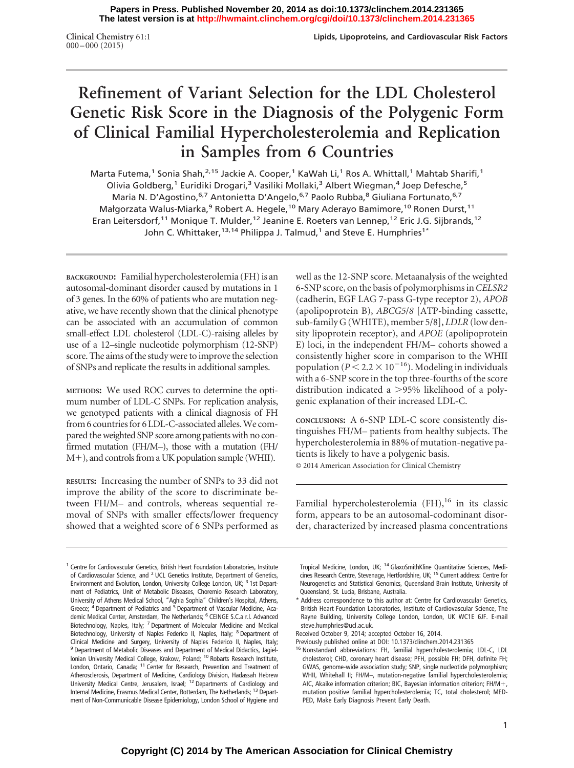# Refinement of Variant Selection for the LDL Cholesterol Genetic Risk Score in the Diagnosis of the Polygenic Form of Clinical Familial Hypercholesterolemia and Replication in Samples from 6 Countries

Marta Futema,[1] Sonia Shah,[2,15] Jackie A. Cooper,[1] KaWah Li,[1] Ros A. Whittall,[1] Mahtab Sharifi,[1] Olivia Goldberg,[1] Euridiki Drogari,[3] Vasiliki Mollaki,[3] Albert Wiegman,[4] Joep Defesche,[5] Maria N. D'Agostino,[6,7] Antonietta D'Angelo,[6,7] Paolo Rubba,[8] Giuliana Fortunato,[6,7] Małgorzata Walus-Miarka,[9] Robert A. Hegele,[10] Mary Aderayo Bamimore,[10] Ronen Durst,[11] Eran Leitersdorf,[11] Monique T. Mulder,[12] Jeanine E. Roeters van Lennep,[12] Eric J.G. Sijbrands,[12] John C. Whittaker,[13,14] Philippa J. Talmud,[1] and Steve E. Humphries[1*]

**BACKGROUND:** Familial hypercholesterolemia (FH) is an autosomal-dominant disorder caused by mutations in 1 of 3 genes. In the 60% of patients who are mutation negative, we have recently shown that the clinical phenotype can be associated with an accumulation of common small-effect LDL cholesterol (LDL-C)-raising alleles by use of a 12–single nucleotide polymorphism (12-SNP) score. The aims of the study were to improve the selection of SNPs and replicate the results in additional samples.

**METHODS:** We used ROC curves to determine the optimum number of LDL-C SNPs. For replication analysis, we genotyped patients with a clinical diagnosis of FH from 6 countries for 6 LDL-C-associated alleles. We compared the weighted SNP score among patients with no confirmed mutation (FH/M–), those with a mutation (FH/M+), and controls from a UK population sample (WHII).

**RESULTS:** Increasing the number of SNPs to 33 did not improve the ability of the score to discriminate between FH/M– and controls, whereas sequential removal of SNPs with smaller effects/lower frequency showed that a weighted score of 6 SNPs performed as well as the 12-SNP score. Metaanalysis of the weighted 6-SNP score, on the basis of polymorphisms in *CELSR2* (cadherin, EGF LAG 7-pass G-type receptor 2), *APOB* (apolipoprotein B), *ABCG5/8* [ATP-binding cassette, sub-family G (WHITE), member 5/8], *LDLR* (low density lipoprotein receptor), and *APOE* (apolipoprotein E) loci, in the independent FH/M– cohorts showed a consistently higher score in comparison to the WHII population ($P < 2.2 \times 10^{-16}$). Modeling in individuals with a 6-SNP score in the top three-fourths of the score distribution indicated a >95% likelihood of a polygenic explanation of their increased LDL-C.

**CONCLUSIONS:** A 6-SNP LDL-C score consistently distinguishes FH/M– patients from healthy subjects. The hypercholesterolemia in 88% of mutation-negative patients is likely to have a polygenic basis.

© 2014 American Association for Clinical Chemistry

Familial hypercholesterolemia (FH),[16] in its classic form, appears to be an autosomal-codominant disorder, characterized by increased plasma concentrations

---

[1] Centre for Cardiovascular Genetics, British Heart Foundation Laboratories, Institute of Cardiovascular Science, and [2] UCL Genetics Institute, Department of Genetics, Environment and Evolution, London, University College London, UK; [3] 1st Department of Pediatrics, Unit of Metabolic Diseases, Choremio Research Laboratory, University of Athens Medical School, "Aghia Sophia" Children's Hospital, Athens, Greece; [4] Department of Pediatrics and [5] Department of Vascular Medicine, Academic Medical Center, Amsterdam, The Netherlands; [6] CEINGE S.C.a r.l. Advanced Biotechnology, Naples, Italy; [7] Department of Molecular Medicine and Medical Biotechnology, University of Naples Federico II, Naples, Italy; [8] Department of Clinical Medicine and Surgery, University of Naples Federico II, Naples, Italy; [9] Department of Metabolic Diseases and Department of Medical Didactics, Jagiellonian University Medical College, Krakow, Poland; [10] Robarts Research Institute, London, Ontario, Canada; [11] Center for Research, Prevention and Treatment of Atherosclerosis, Department of Medicine, Cardiology Division, Hadassah Hebrew University Medical Centre, Jerusalem, Israel; [12] Departments of Cardiology and Internal Medicine, Erasmus Medical Center, Rotterdam, The Netherlands; [13] Department of Non-Communicable Disease Epidemiology, London School of Hygiene and Tropical Medicine, London, UK; [14] GlaxoSmithKline Quantitative Sciences, Medicines Research Centre, Stevenage, Hertfordshire, UK; [15] Current address: Centre for Neurogenetics and Statistical Genomics, Queensland Brain Institute, University of Queensland, St. Lucia, Brisbane, Australia.

\* Address correspondence to this author at: Centre for Cardiovascular Genetics, British Heart Foundation Laboratories, Institute of Cardiovascular Science, The Rayne Building, University College London, London, UK WC1E 6JF. E-mail steve.humphries@ucl.ac.uk.

Received October 9, 2014; accepted October 16, 2014.

Previously published online at DOI: 10.1373/clinchem.2014.231365

[16] Nonstandard abbreviations: FH, familial hypercholesterolemia; LDL-C, LDL cholesterol; CHD, coronary heart disease; PFH, possible FH; DFH, definite FH; GWAS, genome-wide association study; SNP, single nucleotide polymorphism; WHII, Whitehall II; FH/M–, mutation-negative familial hypercholesterolemia; AIC, Akaike information criterion; BIC, Bayesian information criterion; FH/M+, mutation positive familial hypercholesterolemia; TC, total cholesterol; MEDPED, Make Early Diagnosis Prevent Early Death.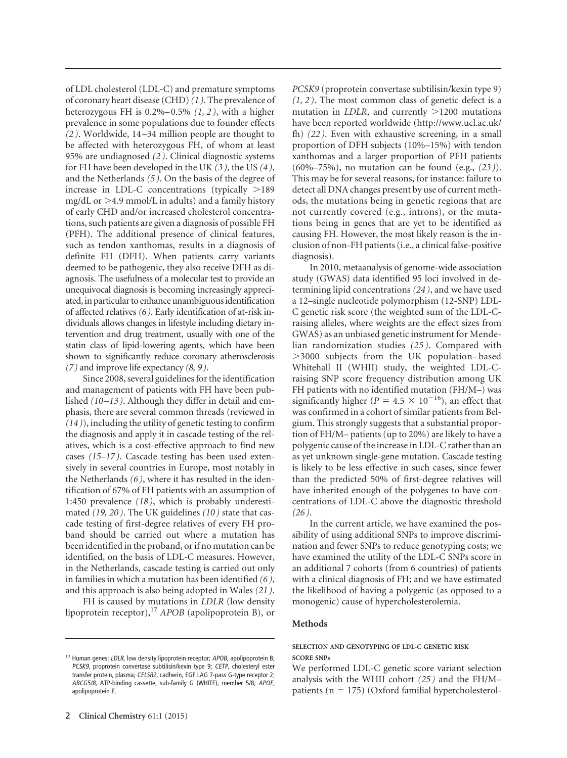of LDL cholesterol (LDL-C) and premature symptoms of coronary heart disease (CHD) *(1)*. The prevalence of heterozygous FH is 0.2%–0.5% *(1, 2)*, with a higher prevalence in some populations due to founder effects *(2)*. Worldwide, 14–34 million people are thought to be affected with heterozygous FH, of whom at least 95% are undiagnosed *(2)*. Clinical diagnostic systems for FH have been developed in the UK *(3)*, the US *(4)*, and the Netherlands *(5)*. On the basis of the degree of increase in LDL-C concentrations (typically >189 mg/dL or >4.9 mmol/L in adults) and a family history of early CHD and/or increased cholesterol concentrations, such patients are given a diagnosis of possible FH (PFH). The additional presence of clinical features, such as tendon xanthomas, results in a diagnosis of definite FH (DFH). When patients carry variants deemed to be pathogenic, they also receive DFH as diagnosis. The usefulness of a molecular test to provide an unequivocal diagnosis is becoming increasingly appreciated, in particular to enhance unambiguous identification of affected relatives *(6)*. Early identification of at-risk individuals allows changes in lifestyle including dietary intervention and drug treatment, usually with one of the statin class of lipid-lowering agents, which have been shown to significantly reduce coronary atherosclerosis *(7)* and improve life expectancy *(8, 9)*.

Since 2008, several guidelines for the identification and management of patients with FH have been published *(10–13)*. Although they differ in detail and emphasis, there are several common threads (reviewed in *(14)*), including the utility of genetic testing to confirm the diagnosis and apply it in cascade testing of the relatives, which is a cost-effective approach to find new cases *(15–17)*. Cascade testing has been used extensively in several countries in Europe, most notably in the Netherlands *(6)*, where it has resulted in the identification of 67% of FH patients with an assumption of 1:450 prevalence *(18)*, which is probably underestimated *(19, 20)*. The UK guidelines *(10)* state that cascade testing of first-degree relatives of every FH proband should be carried out where a mutation has been identified in the proband, or if no mutation can be identified, on the basis of LDL-C measures. However, in the Netherlands, cascade testing is carried out only in families in which a mutation has been identified *(6)*, and this approach is also being adopted in Wales *(21)*.

FH is caused by mutations in *LDLR* (low density lipoprotein receptor),[17] *APOB* (apolipoprotein B), or *PCSK9* (proprotein convertase subtilisin/kexin type 9) *(1, 2)*. The most common class of genetic defect is a mutation in *LDLR*, and currently >1200 mutations have been reported worldwide (http://www.ucl.ac.uk/fh) *(22)*. Even with exhaustive screening, in a small proportion of DFH subjects (10%–15%) with tendon xanthomas and a larger proportion of PFH patients (60%–75%), no mutation can be found (e.g., *(23)*). This may be for several reasons, for instance: failure to detect all DNA changes present by use of current methods, the mutations being in genetic regions that are not currently covered (e.g., introns), or the mutations being in genes that are yet to be identified as causing FH. However, the most likely reason is the inclusion of non-FH patients (i.e., a clinical false-positive diagnosis).

In 2010, metaanalysis of genome-wide association study (GWAS) data identified 95 loci involved in determining lipid concentrations *(24)*, and we have used a 12–single nucleotide polymorphism (12-SNP) LDL-C genetic risk score (the weighted sum of the LDL-C-raising alleles, where weights are the effect sizes from GWAS) as an unbiased genetic instrument for Mendelian randomization studies *(25)*. Compared with >3000 subjects from the UK population–based Whitehall II (WHII) study, the weighted LDL-C-raising SNP score frequency distribution among UK FH patients with no identified mutation (FH/M–) was significantly higher ($P = 4.5 \times 10^{-16}$), an effect that was confirmed in a cohort of similar patients from Belgium. This strongly suggests that a substantial proportion of FH/M– patients (up to 20%) are likely to have a polygenic cause of the increase in LDL-C rather than an as yet unknown single-gene mutation. Cascade testing is likely to be less effective in such cases, since fewer than the predicted 50% of first-degree relatives will have inherited enough of the polygenes to have concentrations of LDL-C above the diagnostic threshold *(26)*.

In the current article, we have examined the possibility of using additional SNPs to improve discrimination and fewer SNPs to reduce genotyping costs; we have examined the utility of the LDL-C SNPs score in an additional 7 cohorts (from 6 countries) of patients with a clinical diagnosis of FH; and we have estimated the likelihood of having a polygenic (as opposed to a monogenic) cause of hypercholesterolemia.

## Methods

### SELECTION AND GENOTYPING OF LDL-C GENETIC RISK SCORE SNPs

We performed LDL-C genetic score variant selection analysis with the WHII cohort *(25)* and the FH/M– patients (n = 175) (Oxford familial hypercholesterol-

[17] Human genes: *LDLR*, low density lipoprotein receptor; *APOB*, apolipoprotein B; *PCSK9*, proprotein convertase subtilisin/kexin type 9; *CETP*, cholesteryl ester transfer protein, plasma; *CELSR2*, cadherin, EGF LAG 7-pass G-type receptor 2; *ABCG5/8*, ATP-binding cassette, sub-family G (WHITE), member 5/8; *APOE*, apolipoprotein E.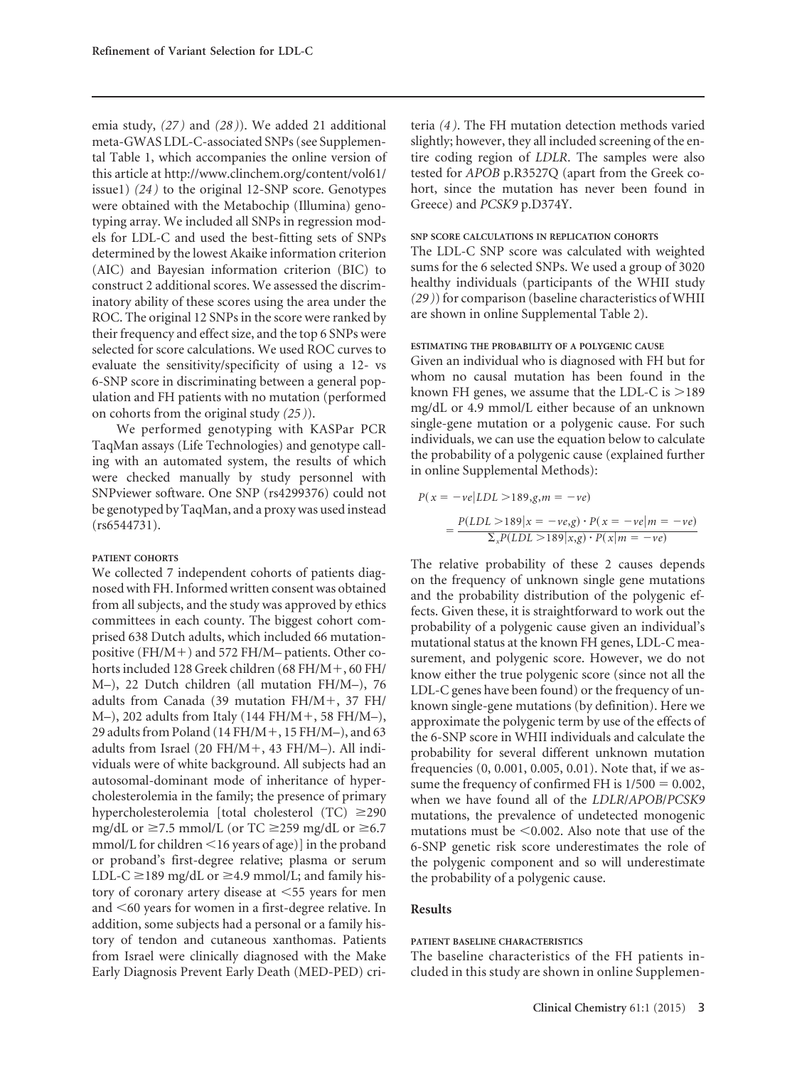emia study, *(27)* and *(28)*). We added 21 additional meta-GWAS LDL-C-associated SNPs (see Supplemental Table 1, which accompanies the online version of this article at http://www.clinchem.org/content/vol61/issue1) *(24)* to the original 12-SNP score. Genotypes were obtained with the Metabochip (Illumina) genotyping array. We included all SNPs in regression models for LDL-C and used the best-fitting sets of SNPs determined by the lowest Akaike information criterion (AIC) and Bayesian information criterion (BIC) to construct 2 additional scores. We assessed the discriminatory ability of these scores using the area under the ROC. The original 12 SNPs in the score were ranked by their frequency and effect size, and the top 6 SNPs were selected for score calculations. We used ROC curves to evaluate the sensitivity/specificity of using a 12- vs 6-SNP score in discriminating between a general population and FH patients with no mutation (performed on cohorts from the original study *(25)*).

We performed genotyping with KASPar PCR TaqMan assays (Life Technologies) and genotype calling with an automated system, the results of which were checked manually by study personnel with SNPviewer software. One SNP (rs4299376) could not be genotyped by TaqMan, and a proxy was used instead (rs6544731).

#### PATIENT COHORTS

We collected 7 independent cohorts of patients diagnosed with FH. Informed written consent was obtained from all subjects, and the study was approved by ethics committees in each county. The biggest cohort comprised 638 Dutch adults, which included 66 mutation-positive (FH/M+) and 572 FH/M– patients. Other cohorts included 128 Greek children (68 FH/M+, 60 FH/M–), 22 Dutch children (all mutation FH/M–), 76 adults from Canada (39 mutation FH/M+, 37 FH/M–), 202 adults from Italy (144 FH/M+, 58 FH/M–), 29 adults from Poland (14 FH/M+, 15 FH/M–), and 63 adults from Israel (20 FH/M+, 43 FH/M–). All individuals were of white background. All subjects had an autosomal-dominant mode of inheritance of hypercholesterolemia in the family; the presence of primary hypercholesterolemia [total cholesterol (TC) ≥290 mg/dL or ≥7.5 mmol/L (or TC ≥259 mg/dL or ≥6.7 mmol/L for children <16 years of age)] in the proband or proband's first-degree relative; plasma or serum LDL-C ≥189 mg/dL or ≥4.9 mmol/L; and family history of coronary artery disease at <55 years for men and <60 years for women in a first-degree relative. In addition, some subjects had a personal or a family history of tendon and cutaneous xanthomas. Patients from Israel were clinically diagnosed with the Make Early Diagnosis Prevent Early Death (MED-PED) criteria *(4)*. The FH mutation detection methods varied slightly; however, they all included screening of the entire coding region of *LDLR*. The samples were also tested for *APOB* p.R3527Q (apart from the Greek cohort, since the mutation has never been found in Greece) and *PCSK9* p.D374Y.

#### SNP SCORE CALCULATIONS IN REPLICATION COHORTS

The LDL-C SNP score was calculated with weighted sums for the 6 selected SNPs. We used a group of 3020 healthy individuals (participants of the WHII study *(29)*) for comparison (baseline characteristics of WHII are shown in online Supplemental Table 2).

#### ESTIMATING THE PROBABILITY OF A POLYGENIC CAUSE

Given an individual who is diagnosed with FH but for whom no causal mutation has been found in the known FH genes, we assume that the LDL-C is >189 mg/dL or 4.9 mmol/L either because of an unknown single-gene mutation or a polygenic cause. For such individuals, we can use the equation below to calculate the probability of a polygenic cause (explained further in online Supplemental Methods):

$$P(x=-ve|LDL>189,g,m=-ve) = \frac{P(LDL>189|x=-ve,g)\cdot P(x=-ve|m=-ve)}{\Sigma_x P(LDL>189|x,g)\cdot P(x|m=-ve)}$$

The relative probability of these 2 causes depends on the frequency of unknown single gene mutations and the probability distribution of the polygenic effects. Given these, it is straightforward to work out the probability of a polygenic cause given an individual's mutational status at the known FH genes, LDL-C measurement, and polygenic score. However, we do not know either the true polygenic score (since not all the LDL-C genes have been found) or the frequency of unknown single-gene mutations (by definition). Here we approximate the polygenic term by use of the effects of the 6-SNP score in WHII individuals and calculate the probability for several different unknown mutation frequencies (0, 0.001, 0.005, 0.01). Note that, if we assume the frequency of confirmed FH is 1/500 = 0.002, when we have found all of the *LDLR*/*APOB*/*PCSK9* mutations, the prevalence of undetected monogenic mutations must be <0.002. Also note that use of the 6-SNP genetic risk score underestimates the role of the polygenic component and so will underestimate the probability of a polygenic cause.

## Results

#### PATIENT BASELINE CHARACTERISTICS

The baseline characteristics of the FH patients included in this study are shown in online Supplemen-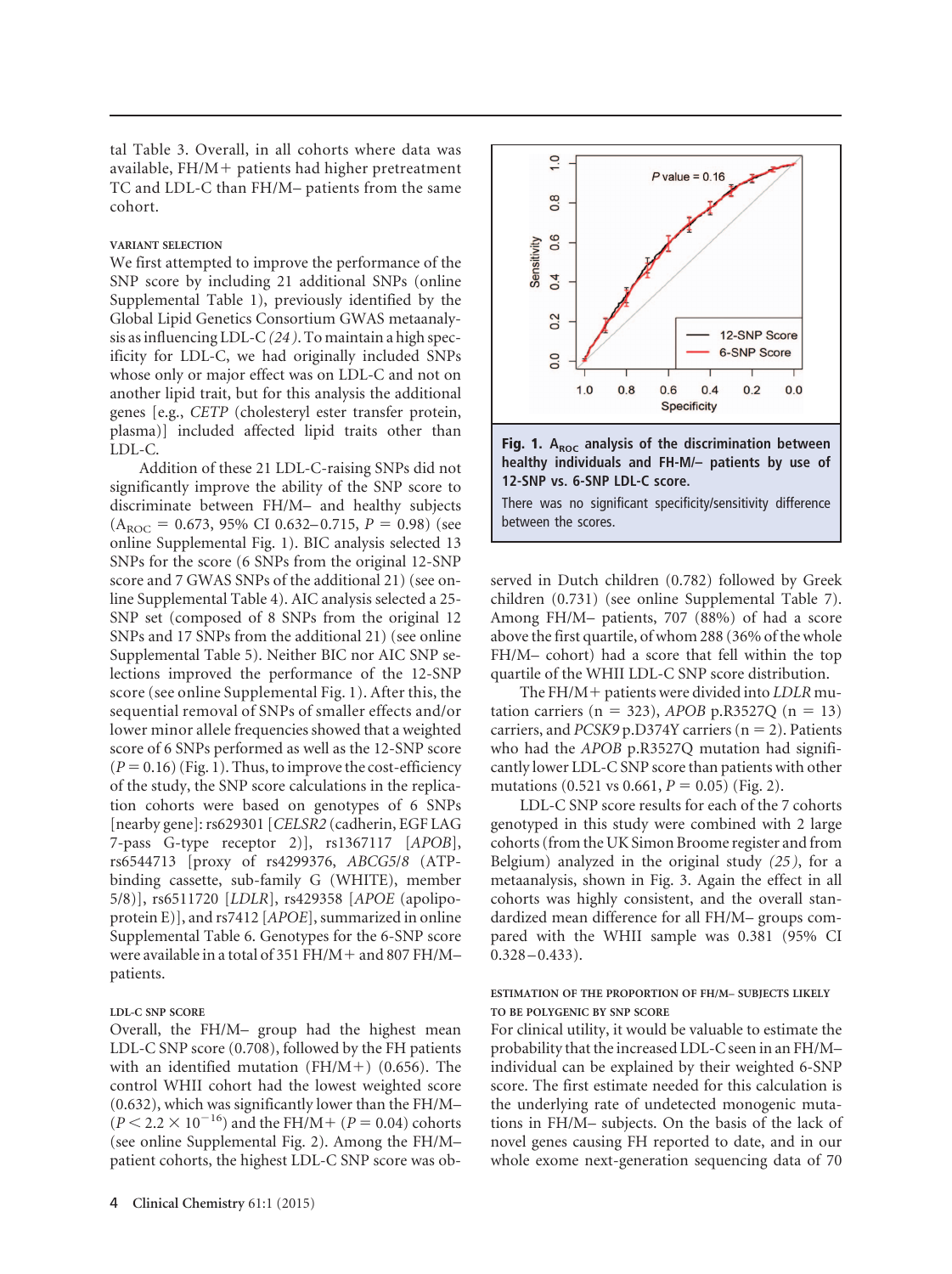tal Table 3. Overall, in all cohorts where data was available, FH/M+ patients had higher pretreatment TC and LDL-C than FH/M– patients from the same cohort.

### VARIANT SELECTION

We first attempted to improve the performance of the SNP score by including 21 additional SNPs (online Supplemental Table 1), previously identified by the Global Lipid Genetics Consortium GWAS metaanalysis as influencing LDL-C *(24)*. To maintain a high specificity for LDL-C, we had originally included SNPs whose only or major effect was on LDL-C and not on another lipid trait, but for this analysis the additional genes [e.g., *CETP* (cholesteryl ester transfer protein, plasma)] included affected lipid traits other than LDL-C.

Addition of these 21 LDL-C-raising SNPs did not significantly improve the ability of the SNP score to discriminate between FH/M– and healthy subjects ($A_{ROC}$ = 0.673, 95% CI 0.632–0.715, $P$ = 0.98) (see online Supplemental Fig. 1). BIC analysis selected 13 SNPs for the score (6 SNPs from the original 12-SNP score and 7 GWAS SNPs of the additional 21) (see online Supplemental Table 4). AIC analysis selected a 25-SNP set (composed of 8 SNPs from the original 12 SNPs and 17 SNPs from the additional 21) (see online Supplemental Table 5). Neither BIC nor AIC SNP selections improved the performance of the 12-SNP score (see online Supplemental Fig. 1). After this, the sequential removal of SNPs of smaller effects and/or lower minor allele frequencies showed that a weighted score of 6 SNPs performed as well as the 12-SNP score ($P$ = 0.16) (Fig. 1). Thus, to improve the cost-efficiency of the study, the SNP score calculations in the replication cohorts were based on genotypes of 6 SNPs [nearby gene]: rs629301 [*CELSR2* (cadherin, EGF LAG 7-pass G-type receptor 2)], rs1367117 [*APOB*], rs6544713 [proxy of rs4299376, *ABCG5/8* (ATP-binding cassette, sub-family G (WHITE), member 5/8)], rs6511720 [*LDLR*], rs429358 [*APOE* (apolipoprotein E)], and rs7412 [*APOE*], summarized in online Supplemental Table 6. Genotypes for the 6-SNP score were available in a total of 351 FH/M+ and 807 FH/M– patients.

P value = 0.16
Sensitivity
0.0 0.2 0.4 0.6 0.8 1.0
Specificity
1.0 0.8 0.6 0.4 0.2 0.0
12-SNP Score
6-SNP Score

**Fig. 1. $A_{ROC}$ analysis of the discrimination between healthy individuals and FH-M/– patients by use of 12-SNP vs. 6-SNP LDL-C score.**

There was no significant specificity/sensitivity difference between the scores.

### LDL-C SNP SCORE

Overall, the FH/M– group had the highest mean LDL-C SNP score (0.708), followed by the FH patients with an identified mutation (FH/M+) (0.656). The control WHII cohort had the lowest weighted score (0.632), which was significantly lower than the FH/M– ($P < 2.2 \times 10^{-16}$) and the FH/M+ ($P$ = 0.04) cohorts (see online Supplemental Fig. 2). Among the FH/M– patient cohorts, the highest LDL-C SNP score was observed in Dutch children (0.782) followed by Greek children (0.731) (see online Supplemental Table 7). Among FH/M– patients, 707 (88%) of had a score above the first quartile, of whom 288 (36% of the whole FH/M– cohort) had a score that fell within the top quartile of the WHII LDL-C SNP score distribution.

The FH/M+ patients were divided into *LDLR* mutation carriers (n = 323), *APOB* p.R3527Q (n = 13) carriers, and *PCSK9* p.D374Y carriers (n = 2). Patients who had the *APOB* p.R3527Q mutation had significantly lower LDL-C SNP score than patients with other mutations (0.521 vs 0.661, $P$ = 0.05) (Fig. 2).

LDL-C SNP score results for each of the 7 cohorts genotyped in this study were combined with 2 large cohorts (from the UK Simon Broome register and from Belgium) analyzed in the original study *(25)*, for a metaanalysis, shown in Fig. 3. Again the effect in all cohorts was highly consistent, and the overall standardized mean difference for all FH/M– groups compared with the WHII sample was 0.381 (95% CI 0.328–0.433).

### ESTIMATION OF THE PROPORTION OF FH/M– SUBJECTS LIKELY TO BE POLYGENIC BY SNP SCORE

For clinical utility, it would be valuable to estimate the probability that the increased LDL-C seen in an FH/M– individual can be explained by their weighted 6-SNP score. The first estimate needed for this calculation is the underlying rate of undetected monogenic mutations in FH/M– subjects. On the basis of the lack of novel genes causing FH reported to date, and in our whole exome next-generation sequencing data of 70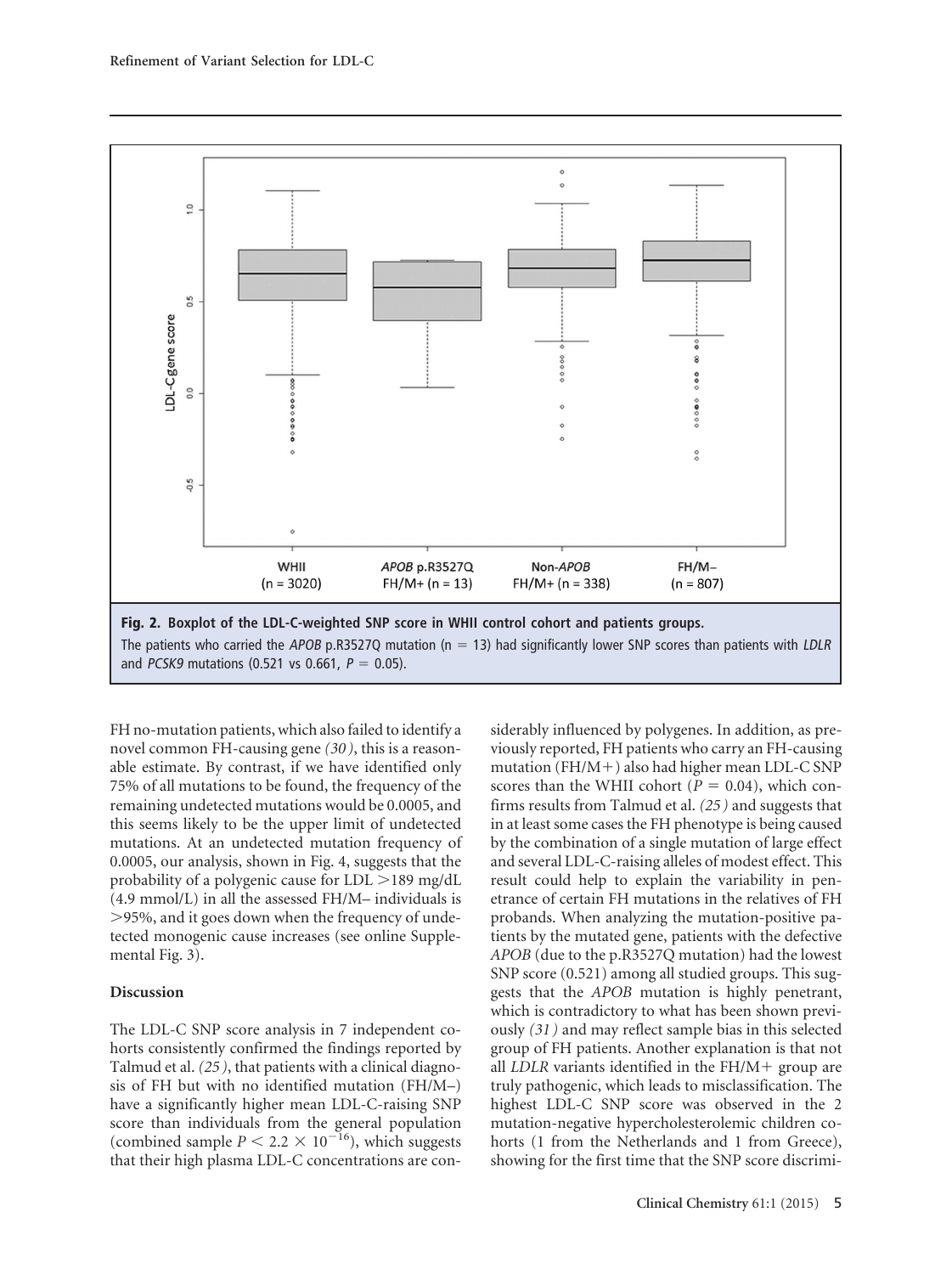LDL-C gene score

1.0

0.5

0.0

-0.5

WHII (n = 3020)

*APOB* p.R3527Q FH/M+ (n = 13)

Non-*APOB* FH/M+ (n = 338)

FH/M– (n = 807)

**Fig. 2. Boxplot of the LDL-C-weighted SNP score in WHII control cohort and patients groups.**

The patients who carried the *APOB* p.R3527Q mutation (n = 13) had significantly lower SNP scores than patients with *LDLR* and *PCSK9* mutations (0.521 vs 0.661, $P = 0.05$).

FH no-mutation patients, which also failed to identify a novel common FH-causing gene *(30)*, this is a reasonable estimate. By contrast, if we have identified only 75% of all mutations to be found, the frequency of the remaining undetected mutations would be 0.0005, and this seems likely to be the upper limit of undetected mutations. At an undetected mutation frequency of 0.0005, our analysis, shown in Fig. 4, suggests that the probability of a polygenic cause for LDL >189 mg/dL (4.9 mmol/L) in all the assessed FH/M– individuals is >95%, and it goes down when the frequency of undetected monogenic cause increases (see online Supplemental Fig. 3).

## Discussion

The LDL-C SNP score analysis in 7 independent cohorts consistently confirmed the findings reported by Talmud et al. *(25)*, that patients with a clinical diagnosis of FH but with no identified mutation (FH/M–) have a significantly higher mean LDL-C-raising SNP score than individuals from the general population (combined sample $P < 2.2 \times 10^{-16}$), which suggests that their high plasma LDL-C concentrations are considerably influenced by polygenes. In addition, as previously reported, FH patients who carry an FH-causing mutation (FH/M+) also had higher mean LDL-C SNP scores than the WHII cohort ($P = 0.04$), which confirms results from Talmud et al. *(25)* and suggests that in at least some cases the FH phenotype is being caused by the combination of a single mutation of large effect and several LDL-C-raising alleles of modest effect. This result could help to explain the variability in penetrance of certain FH mutations in the relatives of FH probands. When analyzing the mutation-positive patients by the mutated gene, patients with the defective *APOB* (due to the p.R3527Q mutation) had the lowest SNP score (0.521) among all studied groups. This suggests that the *APOB* mutation is highly penetrant, which is contradictory to what has been shown previously *(31)* and may reflect sample bias in this selected group of FH patients. Another explanation is that not all *LDLR* variants identified in the FH/M+ group are truly pathogenic, which leads to misclassification. The highest LDL-C SNP score was observed in the 2 mutation-negative hypercholesterolemic children cohorts (1 from the Netherlands and 1 from Greece), showing for the first time that the SNP score discrimi-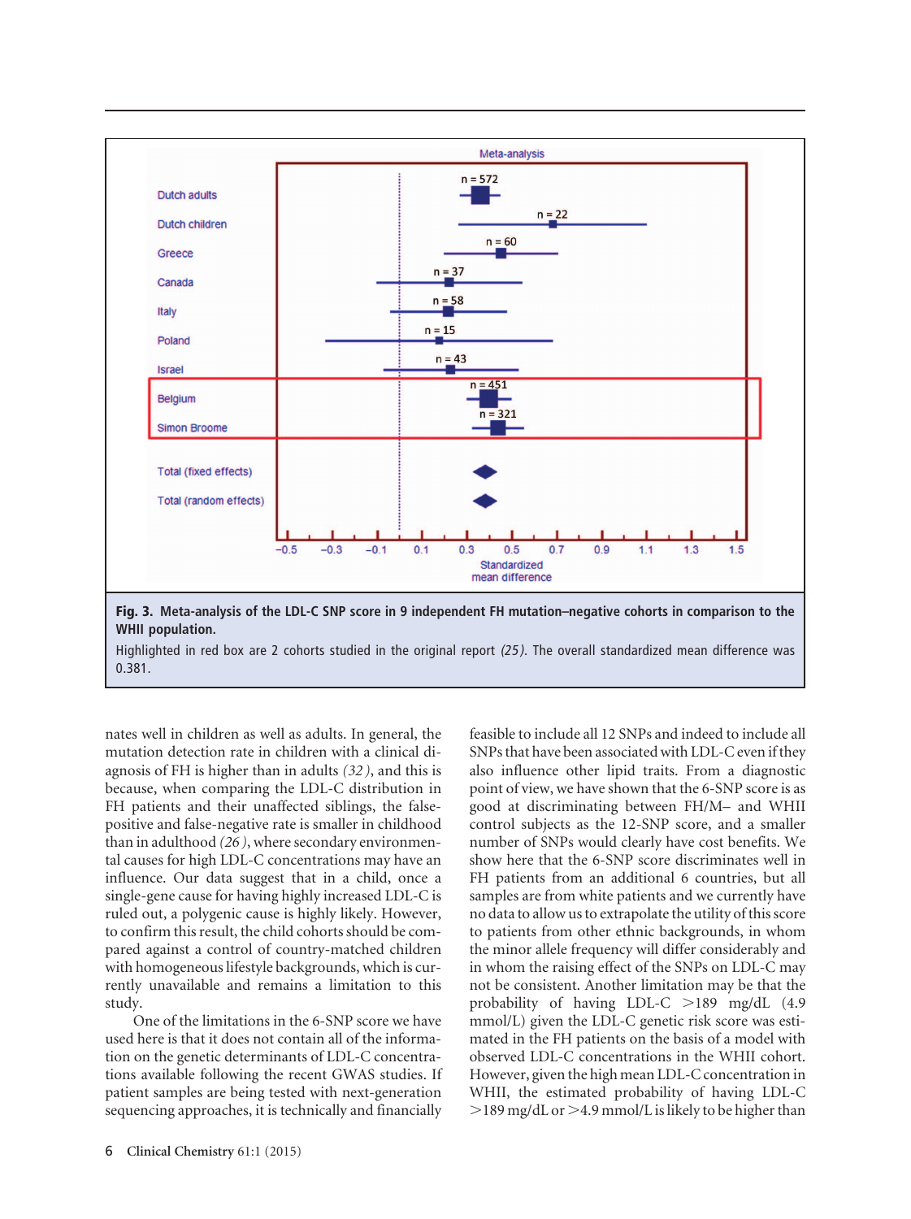Meta-analysis

Dutch adults
n = 572

Dutch children
n = 22

Greece
n = 60

Canada
n = 37

Italy
n = 58

Poland
n = 15

Israel
n = 43

Belgium
n = 451

Simon Broome
n = 321

Total (fixed effects)

Total (random effects)

−0.5 −0.3 −0.1 0.1 0.3 0.5 0.7 0.9 1.1 1.3 1.5

Standardized mean difference

**Fig. 3. Meta-analysis of the LDL-C SNP score in 9 independent FH mutation–negative cohorts in comparison to the WHII population.**

Highlighted in red box are 2 cohorts studied in the original report *(25)*. The overall standardized mean difference was 0.381.

nates well in children as well as adults. In general, the mutation detection rate in children with a clinical diagnosis of FH is higher than in adults *(32)*, and this is because, when comparing the LDL-C distribution in FH patients and their unaffected siblings, the false-positive and false-negative rate is smaller in childhood than in adulthood *(26)*, where secondary environmental causes for high LDL-C concentrations may have an influence. Our data suggest that in a child, once a single-gene cause for having highly increased LDL-C is ruled out, a polygenic cause is highly likely. However, to confirm this result, the child cohorts should be compared against a control of country-matched children with homogeneous lifestyle backgrounds, which is currently unavailable and remains a limitation to this study.

One of the limitations in the 6-SNP score we have used here is that it does not contain all of the information on the genetic determinants of LDL-C concentrations available following the recent GWAS studies. If patient samples are being tested with next-generation sequencing approaches, it is technically and financially feasible to include all 12 SNPs and indeed to include all SNPs that have been associated with LDL-C even if they also influence other lipid traits. From a diagnostic point of view, we have shown that the 6-SNP score is as good at discriminating between FH/M– and WHII control subjects as the 12-SNP score, and a smaller number of SNPs would clearly have cost benefits. We show here that the 6-SNP score discriminates well in FH patients from an additional 6 countries, but all samples are from white patients and we currently have no data to allow us to extrapolate the utility of this score to patients from other ethnic backgrounds, in whom the minor allele frequency will differ considerably and in whom the raising effect of the SNPs on LDL-C may not be consistent. Another limitation may be that the probability of having LDL-C >189 mg/dL (4.9 mmol/L) given the LDL-C genetic risk score was estimated in the FH patients on the basis of a model with observed LDL-C concentrations in the WHII cohort. However, given the high mean LDL-C concentration in WHII, the estimated probability of having LDL-C >189 mg/dL or >4.9 mmol/L is likely to be higher than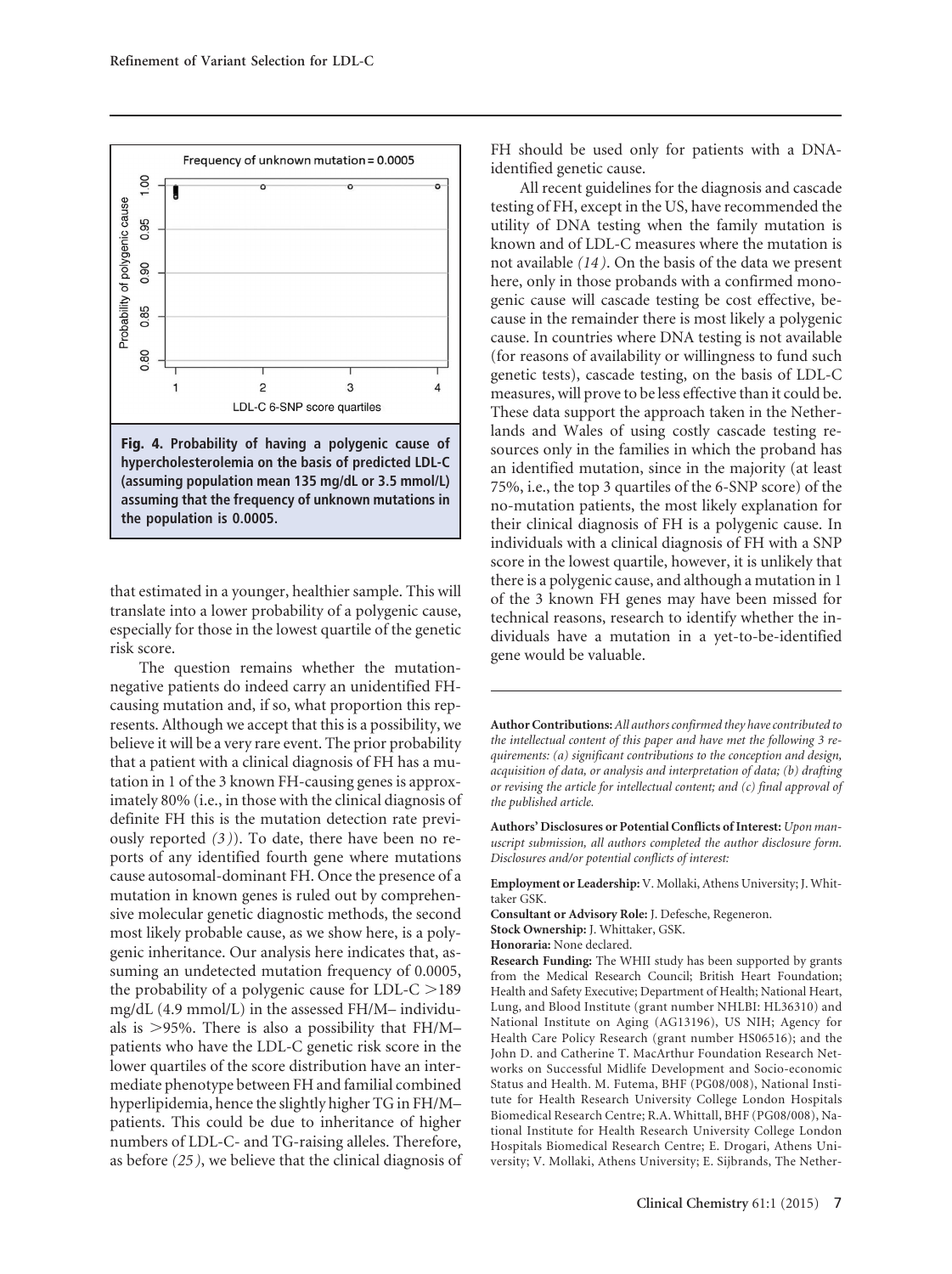Frequency of unknown mutation = 0.0005

Probability of polygenic cause

0.80
0.85
0.90
0.95
1.00

1
2
3
4

LDL-C 6-SNP score quartiles

**Fig. 4. Probability of having a polygenic cause of hypercholesterolemia on the basis of predicted LDL-C (assuming population mean 135 mg/dL or 3.5 mmol/L) assuming that the frequency of unknown mutations in the population is 0.0005.**

that estimated in a younger, healthier sample. This will translate into a lower probability of a polygenic cause, especially for those in the lowest quartile of the genetic risk score.

The question remains whether the mutation-negative patients do indeed carry an unidentified FH-causing mutation and, if so, what proportion this represents. Although we accept that this is a possibility, we believe it will be a very rare event. The prior probability that a patient with a clinical diagnosis of FH has a mutation in 1 of the 3 known FH-causing genes is approximately 80% (i.e., in those with the clinical diagnosis of definite FH this is the mutation detection rate previously reported *(3)*). To date, there have been no reports of any identified fourth gene where mutations cause autosomal-dominant FH. Once the presence of a mutation in known genes is ruled out by comprehensive molecular genetic diagnostic methods, the second most likely probable cause, as we show here, is a polygenic inheritance. Our analysis here indicates that, assuming an undetected mutation frequency of 0.0005, the probability of a polygenic cause for LDL-C >189 mg/dL (4.9 mmol/L) in the assessed FH/M– individuals is >95%. There is also a possibility that FH/M– patients who have the LDL-C genetic risk score in the lower quartiles of the score distribution have an intermediate phenotype between FH and familial combined hyperlipidemia, hence the slightly higher TG in FH/M– patients. This could be due to inheritance of higher numbers of LDL-C- and TG-raising alleles. Therefore, as before *(25)*, we believe that the clinical diagnosis of FH should be used only for patients with a DNA-identified genetic cause.

All recent guidelines for the diagnosis and cascade testing of FH, except in the US, have recommended the utility of DNA testing when the family mutation is known and of LDL-C measures where the mutation is not available *(14)*. On the basis of the data we present here, only in those probands with a confirmed monogenic cause will cascade testing be cost effective, because in the remainder there is most likely a polygenic cause. In countries where DNA testing is not available (for reasons of availability or willingness to fund such genetic tests), cascade testing, on the basis of LDL-C measures, will prove to be less effective than it could be. These data support the approach taken in the Netherlands and Wales of using costly cascade testing resources only in the families in which the proband has an identified mutation, since in the majority (at least 75%, i.e., the top 3 quartiles of the 6-SNP score) of the no-mutation patients, the most likely explanation for their clinical diagnosis of FH is a polygenic cause. In individuals with a clinical diagnosis of FH with a SNP score in the lowest quartile, however, it is unlikely that there is a polygenic cause, and although a mutation in 1 of the 3 known FH genes may have been missed for technical reasons, research to identify whether the individuals have a mutation in a yet-to-be-identified gene would be valuable.

**Author Contributions:** *All authors confirmed they have contributed to the intellectual content of this paper and have met the following 3 requirements: (a) significant contributions to the conception and design, acquisition of data, or analysis and interpretation of data; (b) drafting or revising the article for intellectual content; and (c) final approval of the published article.*

**Authors' Disclosures or Potential Conflicts of Interest:** *Upon manuscript submission, all authors completed the author disclosure form. Disclosures and/or potential conflicts of interest:*

**Employment or Leadership:** V. Mollaki, Athens University; J. Whittaker GSK.

**Consultant or Advisory Role:** J. Defesche, Regeneron.

**Stock Ownership:** J. Whittaker, GSK.

**Honoraria:** None declared.

**Research Funding:** The WHII study has been supported by grants from the Medical Research Council; British Heart Foundation; Health and Safety Executive; Department of Health; National Heart, Lung, and Blood Institute (grant number NHLBI: HL36310) and National Institute on Aging (AG13196), US NIH; Agency for Health Care Policy Research (grant number HS06516); and the John D. and Catherine T. MacArthur Foundation Research Networks on Successful Midlife Development and Socio-economic Status and Health. M. Futema, BHF (PG08/008), National Institute for Health Research University College London Hospitals Biomedical Research Centre; R.A. Whittall, BHF (PG08/008), National Institute for Health Research University College London Hospitals Biomedical Research Centre; E. Drogari, Athens University; V. Mollaki, Athens University; E. Sijbrands, The Nether-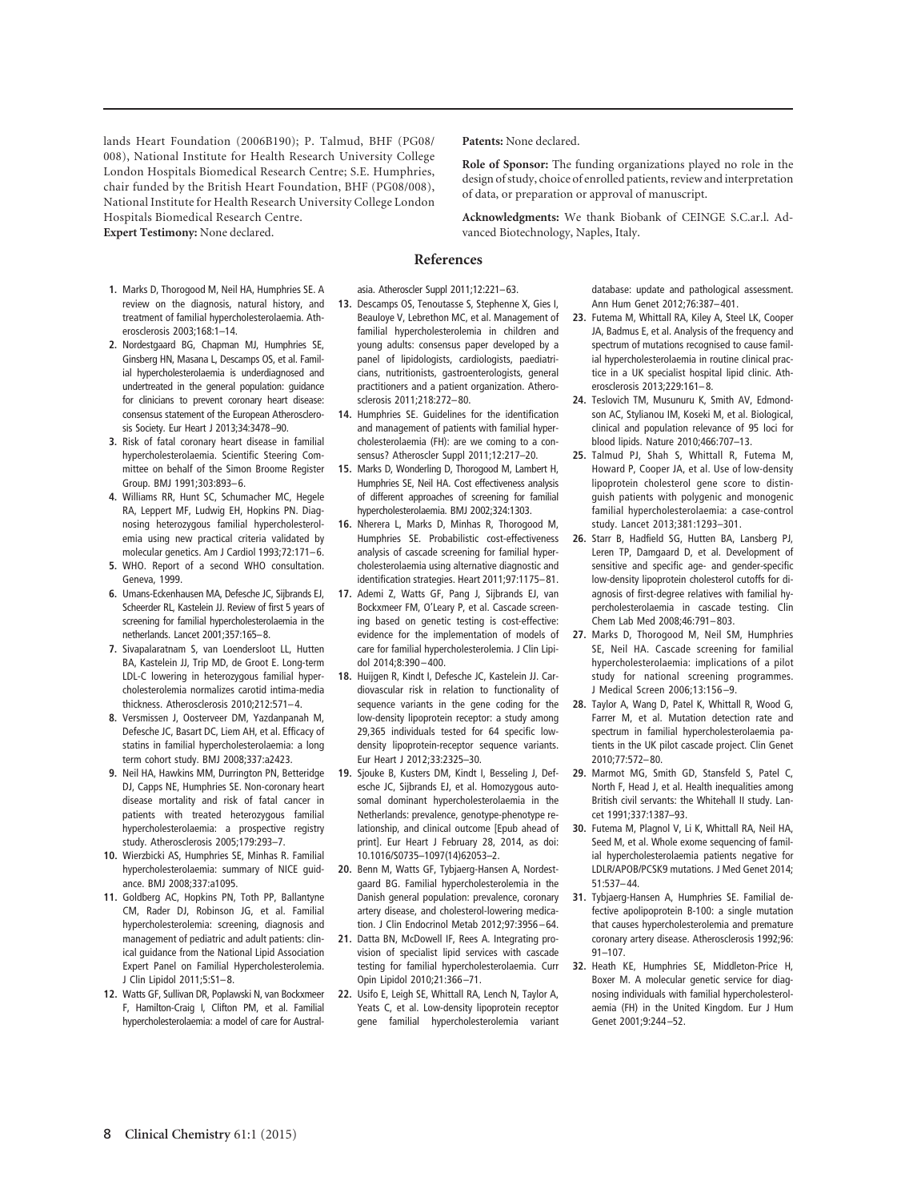lands Heart Foundation (2006B190); P. Talmud, BHF (PG08/008), National Institute for Health Research University College London Hospitals Biomedical Research Centre; S.E. Humphries, chair funded by the British Heart Foundation, BHF (PG08/008), National Institute for Health Research University College London Hospitals Biomedical Research Centre.

**Expert Testimony:** None declared.

**Patents:** None declared.

**Role of Sponsor:** The funding organizations played no role in the design of study, choice of enrolled patients, review and interpretation of data, or preparation or approval of manuscript.

**Acknowledgments:** We thank Biobank of CEINGE S.C.ar.l. Advanced Biotechnology, Naples, Italy.

## References

1. Marks D, Thorogood M, Neil HA, Humphries SE. A review on the diagnosis, natural history, and treatment of familial hypercholesterolaemia. Atherosclerosis 2003;168:1–14.
2. Nordestgaard BG, Chapman MJ, Humphries SE, Ginsberg HN, Masana L, Descamps OS, et al. Familial hypercholesterolaemia is underdiagnosed and undertreated in the general population: guidance for clinicians to prevent coronary heart disease: consensus statement of the European Atherosclerosis Society. Eur Heart J 2013;34:3478–90.
3. Risk of fatal coronary heart disease in familial hypercholesterolaemia. Scientific Steering Committee on behalf of the Simon Broome Register Group. BMJ 1991;303:893–6.
4. Williams RR, Hunt SC, Schumacher MC, Hegele RA, Leppert MF, Ludwig EH, Hopkins PN. Diagnosing heterozygous familial hypercholesterolemia using new practical criteria validated by molecular genetics. Am J Cardiol 1993;72:171–6.
5. WHO. Report of a second WHO consultation. Geneva, 1999.
6. Umans-Eckenhausen MA, Defesche JC, Sijbrands EJ, Scheerder RL, Kastelein JJ. Review of first 5 years of screening for familial hypercholesterolaemia in the netherlands. Lancet 2001;357:165–8.
7. Sivapalaratnam S, van Loendersloot LL, Hutten BA, Kastelein JJ, Trip MD, de Groot E. Long-term LDL-C lowering in heterozygous familial hypercholesterolemia normalizes carotid intima-media thickness. Atherosclerosis 2010;212:571–4.
8. Versmissen J, Oosterveer DM, Yazdanpanah M, Defesche JC, Basart DC, Liem AH, et al. Efficacy of statins in familial hypercholesterolaemia: a long term cohort study. BMJ 2008;337:a2423.
9. Neil HA, Hawkins MM, Durrington PN, Betteridge DJ, Capps NE, Humphries SE. Non-coronary heart disease mortality and risk of fatal cancer in patients with treated heterozygous familial hypercholesterolaemia: a prospective registry study. Atherosclerosis 2005;179:293–7.
10. Wierzbicki AS, Humphries SE, Minhas R. Familial hypercholesterolaemia: summary of NICE guidance. BMJ 2008;337:a1095.
11. Goldberg AC, Hopkins PN, Toth PP, Ballantyne CM, Rader DJ, Robinson JG, et al. Familial hypercholesterolemia: screening, diagnosis and management of pediatric and adult patients: clinical guidance from the National Lipid Association Expert Panel on Familial Hypercholesterolemia. J Clin Lipidol 2011;5:S1–8.
12. Watts GF, Sullivan DR, Poplawski N, van Bockxmeer F, Hamilton-Craig I, Clifton PM, et al. Familial hypercholesterolaemia: a model of care for Australasia. Atheroscler Suppl 2011;12:221–63.
13. Descamps OS, Tenoutasse S, Stephenne X, Gies I, Beauloye V, Lebrethon MC, et al. Management of familial hypercholesterolemia in children and young adults: consensus paper developed by a panel of lipidologists, cardiologists, paediatricians, nutritionists, gastroenterologists, general practitioners and a patient organization. Atherosclerosis 2011;218:272–80.
14. Humphries SE. Guidelines for the identification and management of patients with familial hypercholesterolaemia (FH): are we coming to a consensus? Atheroscler Suppl 2011;12:217–20.
15. Marks D, Wonderling D, Thorogood M, Lambert H, Humphries SE, Neil HA. Cost effectiveness analysis of different approaches of screening for familial hypercholesterolaemia. BMJ 2002;324:1303.
16. Nherera L, Marks D, Minhas R, Thorogood M, Humphries SE. Probabilistic cost-effectiveness analysis of cascade screening for familial hypercholesterolaemia using alternative diagnostic and identification strategies. Heart 2011;97:1175–81.
17. Ademi Z, Watts GF, Pang J, Sijbrands EJ, van Bockxmeer FM, O'Leary P, et al. Cascade screening based on genetic testing is cost-effective: evidence for the implementation of models of care for familial hypercholesterolemia. J Clin Lipidol 2014;8:390–400.
18. Huijgen R, Kindt I, Defesche JC, Kastelein JJ. Cardiovascular risk in relation to functionality of sequence variants in the gene coding for the low-density lipoprotein receptor: a study among 29,365 individuals tested for 64 specific low-density lipoprotein-receptor sequence variants. Eur Heart J 2012;33:2325–30.
19. Sjouke B, Kusters DM, Kindt I, Besseling J, Defesche JC, Sijbrands EJ, et al. Homozygous autosomal dominant hypercholesterolaemia in the Netherlands: prevalence, genotype-phenotype relationship, and clinical outcome [Epub ahead of print]. Eur Heart J February 28, 2014, as doi: 10.1016/S0735–1097(14)62053–2.
20. Benn M, Watts GF, Tybjaerg-Hansen A, Nordestgaard BG. Familial hypercholesterolemia in the Danish general population: prevalence, coronary artery disease, and cholesterol-lowering medication. J Clin Endocrinol Metab 2012;97:3956–64.
21. Datta BN, McDowell IF, Rees A. Integrating provision of specialist lipid services with cascade testing for familial hypercholesterolaemia. Curr Opin Lipidol 2010;21:366–71.
22. Usifo E, Leigh SE, Whittall RA, Lench N, Taylor A, Yeats C, et al. Low-density lipoprotein receptor gene familial hypercholesterolemia variant database: update and pathological assessment. Ann Hum Genet 2012;76:387–401.
23. Futema M, Whittall RA, Kiley A, Steel LK, Cooper JA, Badmus E, et al. Analysis of the frequency and spectrum of mutations recognised to cause familial hypercholesterolaemia in routine clinical practice in a UK specialist hospital lipid clinic. Atherosclerosis 2013;229:161–8.
24. Teslovich TM, Musunuru K, Smith AV, Edmondson AC, Stylianou IM, Koseki M, et al. Biological, clinical and population relevance of 95 loci for blood lipids. Nature 2010;466:707–13.
25. Talmud PJ, Shah S, Whittall R, Futema M, Howard P, Cooper JA, et al. Use of low-density lipoprotein cholesterol gene score to distinguish patients with polygenic and monogenic familial hypercholesterolaemia: a case-control study. Lancet 2013;381:1293–301.
26. Starr B, Hadfield SG, Hutten BA, Lansberg PJ, Leren TP, Damgaard D, et al. Development of sensitive and specific age- and gender-specific low-density lipoprotein cholesterol cutoffs for diagnosis of first-degree relatives with familial hypercholesterolaemia in cascade testing. Clin Chem Lab Med 2008;46:791–803.
27. Marks D, Thorogood M, Neil SM, Humphries SE, Neil HA. Cascade screening for familial hypercholesterolaemia: implications of a pilot study for national screening programmes. J Medical Screen 2006;13:156–9.
28. Taylor A, Wang D, Patel K, Whittall R, Wood G, Farrer M, et al. Mutation detection rate and spectrum in familial hypercholesterolaemia patients in the UK pilot cascade project. Clin Genet 2010;77:572–80.
29. Marmot MG, Smith GD, Stansfeld S, Patel C, North F, Head J, et al. Health inequalities among British civil servants: the Whitehall II study. Lancet 1991;337:1387–93.
30. Futema M, Plagnol V, Li K, Whittall RA, Neil HA, Seed M, et al. Whole exome sequencing of familial hypercholesterolaemia patients negative for LDLR/APOB/PCSK9 mutations. J Med Genet 2014; 51:537–44.
31. Tybjaerg-Hansen A, Humphries SE. Familial defective apolipoprotein B-100: a single mutation that causes hypercholesterolemia and premature coronary artery disease. Atherosclerosis 1992;96: 91–107.
32. Heath KE, Humphries SE, Middleton-Price H, Boxer M. A molecular genetic service for diagnosing individuals with familial hypercholesterolaemia (FH) in the United Kingdom. Eur J Hum Genet 2001;9:244–52.